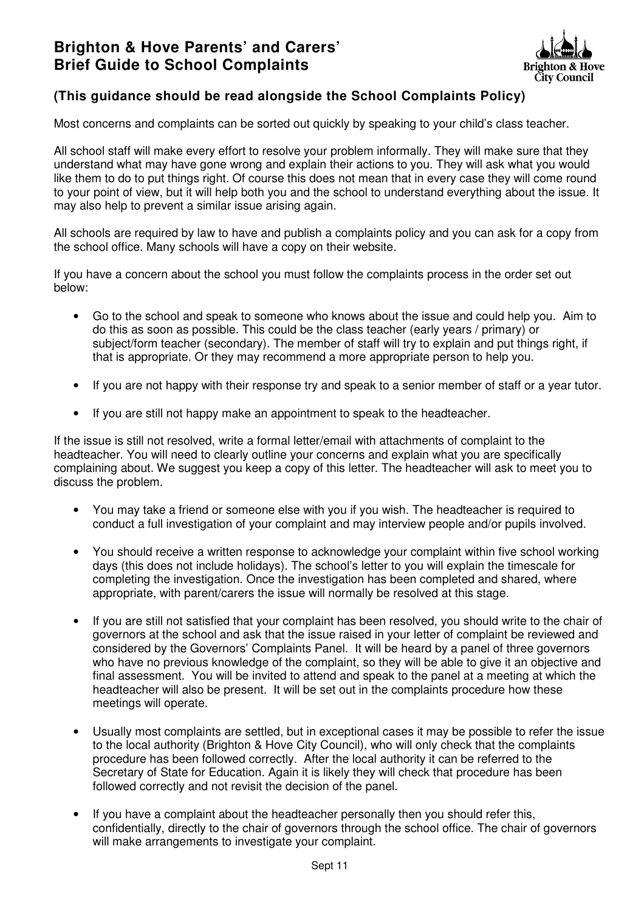# Brighton & Hove Parents' and Carers' Brief Guide to School Complaints

Brighton & Hove City Council

### (This guidance should be read alongside the School Complaints Policy)

Most concerns and complaints can be sorted out quickly by speaking to your child's class teacher.

All school staff will make every effort to resolve your problem informally. They will make sure that they understand what may have gone wrong and explain their actions to you. They will ask what you would like them to do to put things right. Of course this does not mean that in every case they will come round to your point of view, but it will help both you and the school to understand everything about the issue. It may also help to prevent a similar issue arising again.

All schools are required by law to have and publish a complaints policy and you can ask for a copy from the school office. Many schools will have a copy on their website.

If you have a concern about the school you must follow the complaints process in the order set out below:

- Go to the school and speak to someone who knows about the issue and could help you. Aim to do this as soon as possible. This could be the class teacher (early years / primary) or subject/form teacher (secondary). The member of staff will try to explain and put things right, if that is appropriate. Or they may recommend a more appropriate person to help you.
- If you are not happy with their response try and speak to a senior member of staff or a year tutor.
- If you are still not happy make an appointment to speak to the headteacher.

If the issue is still not resolved, write a formal letter/email with attachments of complaint to the headteacher. You will need to clearly outline your concerns and explain what you are specifically complaining about. We suggest you keep a copy of this letter. The headteacher will ask to meet you to discuss the problem.

- You may take a friend or someone else with you if you wish. The headteacher is required to conduct a full investigation of your complaint and may interview people and/or pupils involved.
- You should receive a written response to acknowledge your complaint within five school working days (this does not include holidays). The school's letter to you will explain the timescale for completing the investigation. Once the investigation has been completed and shared, where appropriate, with parent/carers the issue will normally be resolved at this stage.
- If you are still not satisfied that your complaint has been resolved, you should write to the chair of governors at the school and ask that the issue raised in your letter of complaint be reviewed and considered by the Governors' Complaints Panel. It will be heard by a panel of three governors who have no previous knowledge of the complaint, so they will be able to give it an objective and final assessment. You will be invited to attend and speak to the panel at a meeting at which the headteacher will also be present. It will be set out in the complaints procedure how these meetings will operate.
- Usually most complaints are settled, but in exceptional cases it may be possible to refer the issue to the local authority (Brighton & Hove City Council), who will only check that the complaints procedure has been followed correctly. After the local authority it can be referred to the Secretary of State for Education. Again it is likely they will check that procedure has been followed correctly and not revisit the decision of the panel.
- If you have a complaint about the headteacher personally then you should refer this, confidentially, directly to the chair of governors through the school office. The chair of governors will make arrangements to investigate your complaint.

Sept 11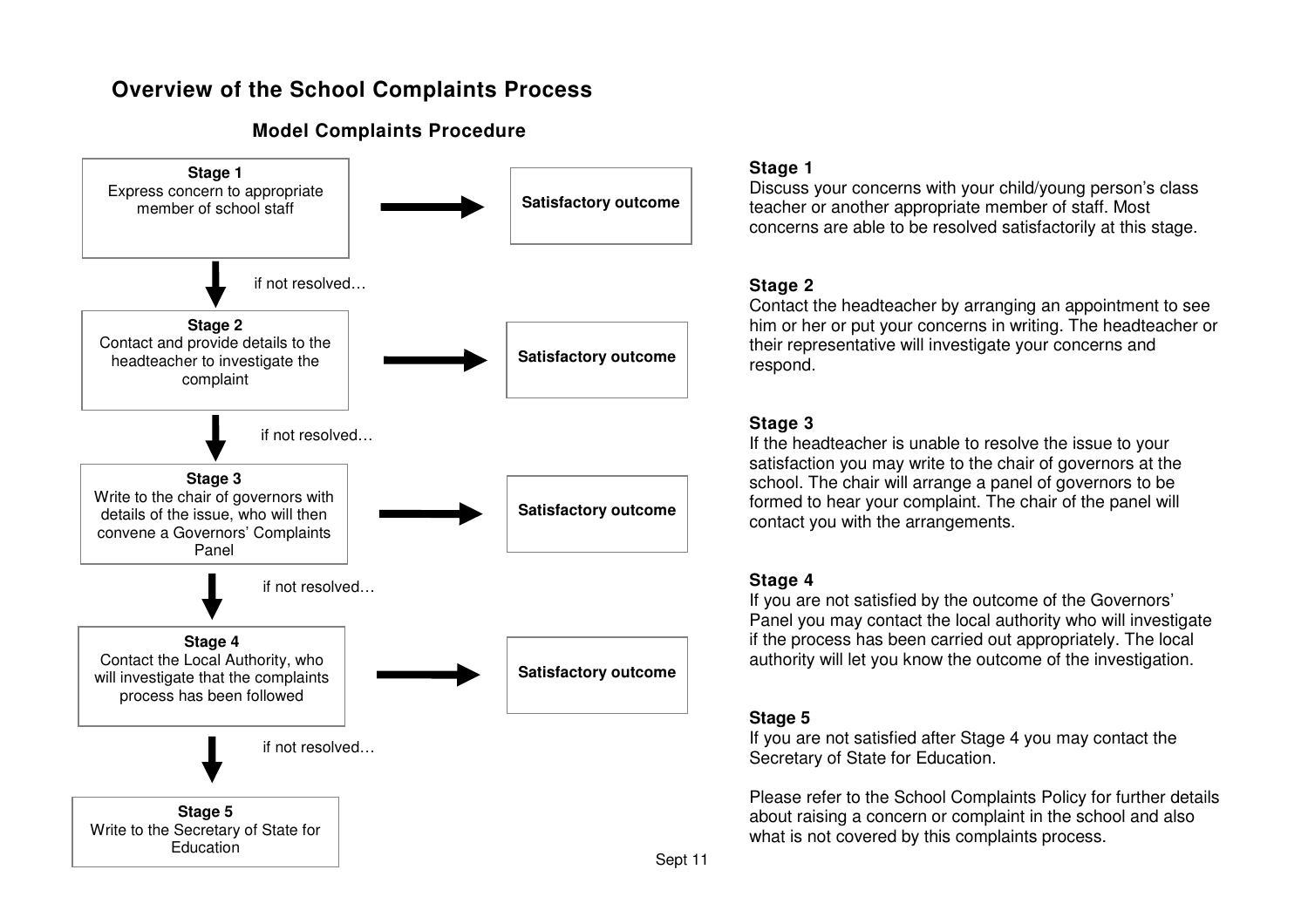# Overview of the School Complaints Process

## Model Complaints Procedure

**Stage 1**
Express concern to appropriate member of school staff

→ **Satisfactory outcome**

if not resolved…

**Stage 2**
Contact and provide details to the headteacher to investigate the complaint

→ **Satisfactory outcome**

if not resolved…

**Stage 3**
Write to the chair of governors with details of the issue, who will then convene a Governors' Complaints Panel

→ **Satisfactory outcome**

if not resolved…

**Stage 4**
Contact the Local Authority, who will investigate that the complaints process has been followed

→ **Satisfactory outcome**

if not resolved…

**Stage 5**
Write to the Secretary of State for Education

**Stage 1**
Discuss your concerns with your child/young person's class teacher or another appropriate member of staff. Most concerns are able to be resolved satisfactorily at this stage.

**Stage 2**
Contact the headteacher by arranging an appointment to see him or her or put your concerns in writing. The headteacher or their representative will investigate your concerns and respond.

**Stage 3**
If the headteacher is unable to resolve the issue to your satisfaction you may write to the chair of governors at the school. The chair will arrange a panel of governors to be formed to hear your complaint. The chair of the panel will contact you with the arrangements.

**Stage 4**
If you are not satisfied by the outcome of the Governors' Panel you may contact the local authority who will investigate if the process has been carried out appropriately. The local authority will let you know the outcome of the investigation.

**Stage 5**
If you are not satisfied after Stage 4 you may contact the Secretary of State for Education.

Please refer to the School Complaints Policy for further details about raising a concern or complaint in the school and also what is not covered by this complaints process.

Sept 11